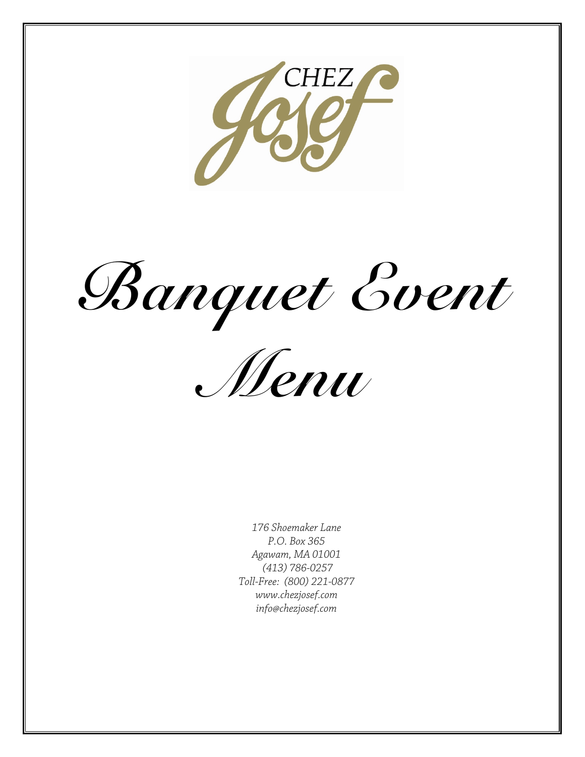CHEZ Josef

# Banquet Event Menu

*176 Shoemaker Lane*
*P.O. Box 365*
*Agawam, MA 01001*
*(413) 786-0257*
*Toll-Free: (800) 221-0877*
*www.chezjosef.com*
*info@chezjosef.com*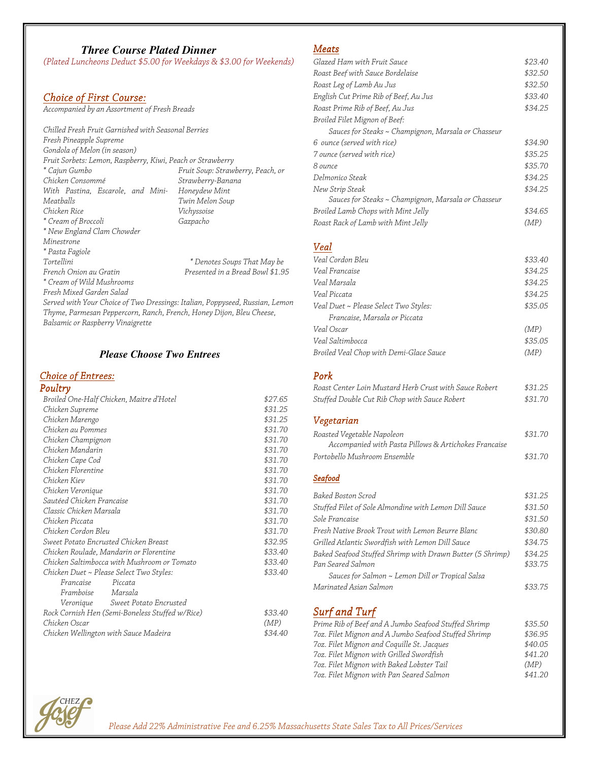## *Three Course Plated Dinner*

*(Plated Luncheons Deduct $5.00 for Weekdays & $3.00 for Weekends)*

### *Choice of First Course:*

*Accompanied by an Assortment of Fresh Breads*

*Chilled Fresh Fruit Garnished with Seasonal Berries*
*Fresh Pineapple Supreme*
*Gondola of Melon (in season)*
*Fruit Sorbets: Lemon, Raspberry, Kiwi, Peach or Strawberry*
*\* Cajun Gumbo*
*Chicken Consommé With Pastina, Escarole, and Mini-Meatballs*
*Chicken Rice*
*\* Cream of Broccoli*
*\* New England Clam Chowder*
*Minestrone*
*\* Pasta Fagiole*
*Tortellini*
*French Onion au Gratin*
*\* Cream of Wild Mushrooms*
*Fruit Soup: Strawberry, Peach, or Strawberry-Banana*
*Honeydew Mint*
*Twin Melon Soup*
*Vichyssoise*
*Gazpacho*

*\* Denotes Soups That May be Presented in a Bread Bowl $1.95*

*Fresh Mixed Garden Salad*
*Served with Your Choice of Two Dressings: Italian, Poppyseed, Russian, Lemon Thyme, Parmesan Peppercorn, Ranch, French, Honey Dijon, Bleu Cheese, Balsamic or Raspberry Vinaigrette*

### *Please Choose Two Entrees*

### *Choice of Entrees:*

#### *Poultry*

| | |
|---|---|
| Broiled One-Half Chicken, Maitre d'Hotel | $27.65 |
| Chicken Supreme | $31.25 |
| Chicken Marengo | $31.25 |
| Chicken au Pommes | $31.70 |
| Chicken Champignon | $31.70 |
| Chicken Mandarin | $31.70 |
| Chicken Cape Cod | $31.70 |
| Chicken Florentine | $31.70 |
| Chicken Kiev | $31.70 |
| Chicken Veronique | $31.70 |
| Sautéed Chicken Francaise | $31.70 |
| Classic Chicken Marsala | $31.70 |
| Chicken Piccata | $31.70 |
| Chicken Cordon Bleu | $31.70 |
| Sweet Potato Encrusted Chicken Breast | $32.95 |
| Chicken Roulade, Mandarin or Florentine | $33.40 |
| Chicken Saltimbocca with Mushroom or Tomato | $33.40 |
| Chicken Duet ~ Please Select Two Styles: Francaise, Piccata, Framboise, Marsala, Veronique, Sweet Potato Encrusted | $33.40 |
| Rock Cornish Hen (Semi-Boneless Stuffed w/Rice) | $33.40 |
| Chicken Oscar | (MP) |
| Chicken Wellington with Sauce Madeira | $34.40 |

#### *Meats*

| | |
|---|---|
| Glazed Ham with Fruit Sauce | $23.40 |
| Roast Beef with Sauce Bordelaise | $32.50 |
| Roast Leg of Lamb Au Jus | $32.50 |
| English Cut Prime Rib of Beef, Au Jus | $33.40 |
| Roast Prime Rib of Beef, Au Jus | $34.25 |
| Broiled Filet Mignon of Beef: Sauces for Steaks ~ Champignon, Marsala or Chasseur | |
| 6 ounce (served with rice) | $34.90 |
| 7 ounce (served with rice) | $35.25 |
| 8 ounce | $35.70 |
| Delmonico Steak | $34.25 |
| New Strip Steak | $34.25 |
| Sauces for Steaks ~ Champignon, Marsala or Chasseur | |
| Broiled Lamb Chops with Mint Jelly | $34.65 |
| Roast Rack of Lamb with Mint Jelly | (MP) |

#### *Veal*

| | |
|---|---|
| Veal Cordon Bleu | $33.40 |
| Veal Francaise | $34.25 |
| Veal Marsala | $34.25 |
| Veal Piccata | $34.25 |
| Veal Duet ~ Please Select Two Styles: Francaise, Marsala or Piccata | $35.05 |
| Veal Oscar | (MP) |
| Veal Saltimbocca | $35.05 |
| Broiled Veal Chop with Demi-Glace Sauce | (MP) |

#### *Pork*

| | |
|---|---|
| Roast Center Loin Mustard Herb Crust with Sauce Robert | $31.25 |
| Stuffed Double Cut Rib Chop with Sauce Robert | $31.70 |

#### *Vegetarian*

| | |
|---|---|
| Roasted Vegetable Napoleon — Accompanied with Pasta Pillows & Artichokes Francaise | $31.70 |
| Portobello Mushroom Ensemble | $31.70 |

#### *Seafood*

| | |
|---|---|
| Baked Boston Scrod | $31.25 |
| Stuffed Filet of Sole Almondine with Lemon Dill Sauce | $31.50 |
| Sole Francaise | $31.50 |
| Fresh Native Brook Trout with Lemon Beurre Blanc | $30.80 |
| Grilled Atlantic Swordfish with Lemon Dill Sauce | $34.75 |
| Baked Seafood Stuffed Shrimp with Drawn Butter (5 Shrimp) | $34.25 |
| Pan Seared Salmon — Sauces for Salmon ~ Lemon Dill or Tropical Salsa | $33.75 |
| Marinated Asian Salmon | $33.75 |

#### *Surf and Turf*

| | |
|---|---|
| Prime Rib of Beef and A Jumbo Seafood Stuffed Shrimp | $35.50 |
| 7oz. Filet Mignon and A Jumbo Seafood Stuffed Shrimp | $36.95 |
| 7oz. Filet Mignon and Coquille St. Jacques | $40.05 |
| 7oz. Filet Mignon with Grilled Swordfish | $41.20 |
| 7oz. Filet Mignon with Baked Lobster Tail | (MP) |
| 7oz. Filet Mignon with Pan Seared Salmon | $41.20 |

CHEZ Josef

*Please Add 22% Administrative Fee and 6.25% Massachusetts State Sales Tax to All Prices/Services*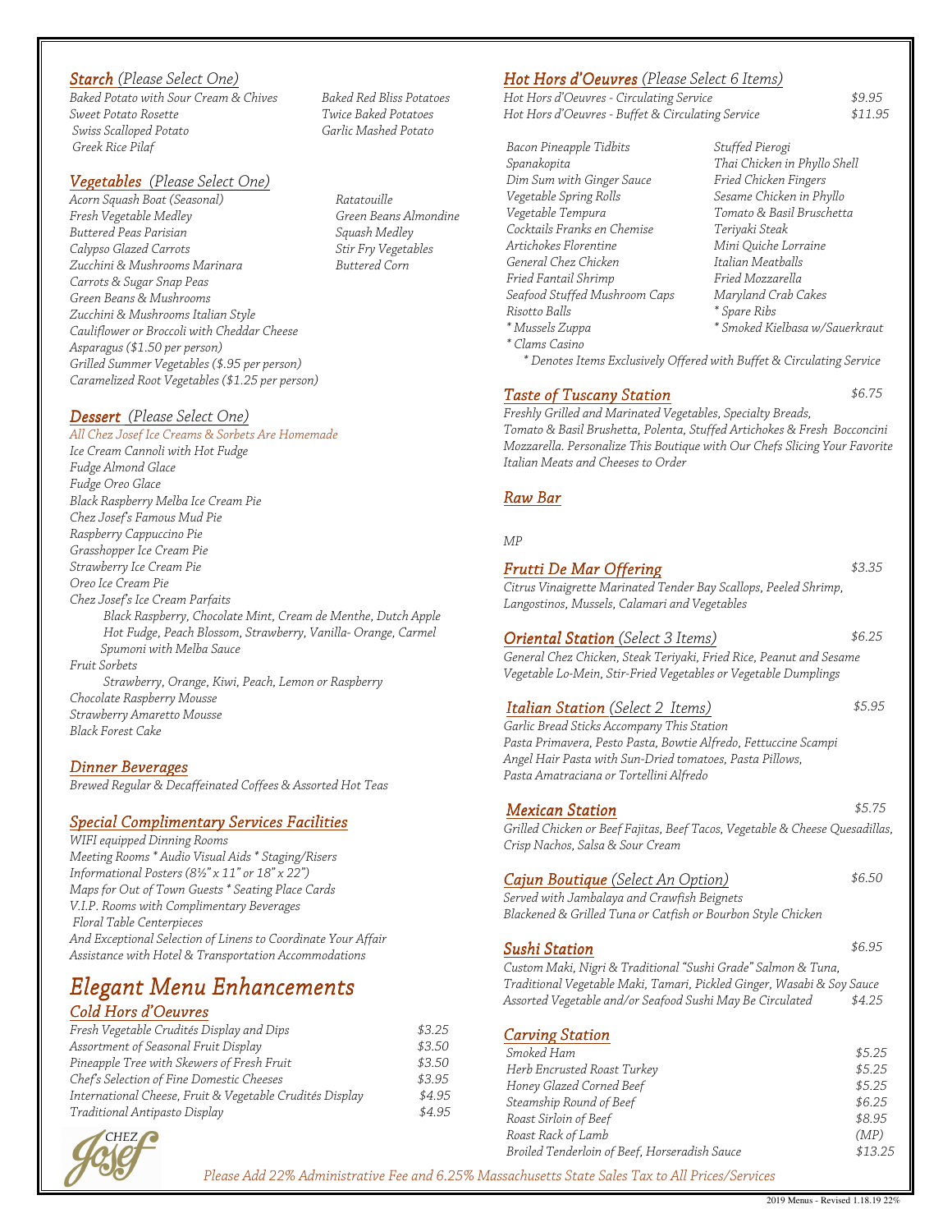## *Starch* *(Please Select One)*

*Baked Potato with Sour Cream & Chives*
*Sweet Potato Rosette*
*Swiss Scalloped Potato*
*Greek Rice Pilaf*
*Baked Red Bliss Potatoes*
*Twice Baked Potatoes*
*Garlic Mashed Potato*

## *Vegetables* *(Please Select One)*

*Acorn Squash Boat (Seasonal)*
*Fresh Vegetable Medley*
*Buttered Peas Parisian*
*Calypso Glazed Carrots*
*Zucchini & Mushrooms Marinara*
*Carrots & Sugar Snap Peas*
*Green Beans & Mushrooms*
*Zucchini & Mushrooms Italian Style*
*Cauliflower or Broccoli with Cheddar Cheese*
*Asparagus ($1.50 per person)*
*Grilled Summer Vegetables ($.95 per person)*
*Caramelized Root Vegetables ($1.25 per person)*
*Ratatouille*
*Green Beans Almondine*
*Squash Medley*
*Stir Fry Vegetables*
*Buttered Corn*

## *Dessert* *(Please Select One)*

*All Chez Josef Ice Creams & Sorbets Are Homemade*

*Ice Cream Cannoli with Hot Fudge*
*Fudge Almond Glace*
*Fudge Oreo Glace*
*Black Raspberry Melba Ice Cream Pie*
*Chez Josef's Famous Mud Pie*
*Raspberry Cappuccino Pie*
*Grasshopper Ice Cream Pie*
*Strawberry Ice Cream Pie*
*Oreo Ice Cream Pie*
*Chez Josef's Ice Cream Parfaits*
  *Black Raspberry, Chocolate Mint, Cream de Menthe, Dutch Apple*
  *Hot Fudge, Peach Blossom, Strawberry, Vanilla- Orange, Carmel*
  *Spumoni with Melba Sauce*
*Fruit Sorbets*
  *Strawberry, Orange, Kiwi, Peach, Lemon or Raspberry*
*Chocolate Raspberry Mousse*
*Strawberry Amaretto Mousse*
*Black Forest Cake*

## *Dinner Beverages*

*Brewed Regular & Decaffeinated Coffees & Assorted Hot Teas*

## *Special Complimentary Services Facilities*

*WIFI equipped Dinning Rooms*
*Meeting Rooms * Audio Visual Aids * Staging/Risers*
*Informational Posters (8½" x 11" or 18" x 22")*
*Maps for Out of Town Guests * Seating Place Cards*
*V.I.P. Rooms with Complimentary Beverages*
*Floral Table Centerpieces*
*And Exceptional Selection of Linens to Coordinate Your Affair*
*Assistance with Hotel & Transportation Accommodations*

# *Elegant Menu Enhancements*

## *Cold Hors d'Oeuvres*

| | |
|---|---|
| *Fresh Vegetable Crudités Display and Dips* | *$3.25* |
| *Assortment of Seasonal Fruit Display* | *$3.50* |
| *Pineapple Tree with Skewers of Fresh Fruit* | *$3.50* |
| *Chef's Selection of Fine Domestic Cheeses* | *$3.95* |
| *International Cheese, Fruit & Vegetable Crudités Display* | *$4.95* |
| *Traditional Antipasto Display* | *$4.95* |

## *Hot Hors d'Oeuvres* *(Please Select 6 Items)*

| | |
|---|---|
| *Hot Hors d'Oeuvres - Circulating Service* | *$9.95* |
| *Hot Hors d'Oeuvres - Buffet & Circulating Service* | *$11.95* |

*Bacon Pineapple Tidbits*
*Spanakopita*
*Dim Sum with Ginger Sauce*
*Vegetable Spring Rolls*
*Vegetable Tempura*
*Cocktails Franks en Chemise*
*Artichokes Florentine*
*General Chez Chicken*
*Fried Fantail Shrimp*
*Seafood Stuffed Mushroom Caps*
*Risotto Balls*
** Mussels Zuppa*
** Clams Casino*
*Stuffed Pierogi*
*Thai Chicken in Phyllo Shell*
*Fried Chicken Fingers*
*Sesame Chicken in Phyllo*
*Tomato & Basil Bruschetta*
*Teriyaki Steak*
*Mini Quiche Lorraine*
*Italian Meatballs*
*Fried Mozzarella*
*Maryland Crab Cakes*
** Spare Ribs*
** Smoked Kielbasa w/Sauerkraut*

** Denotes Items Exclusively Offered with Buffet & Circulating Service*

## *Taste of Tuscany Station* — *$6.75*

*Freshly Grilled and Marinated Vegetables, Specialty Breads, Tomato & Basil Brushetta, Polenta, Stuffed Artichokes & Fresh Bocconcini Mozzarella. Personalize This Boutique with Our Chefs Slicing Your Favorite Italian Meats and Cheeses to Order*

## *Raw Bar*

*MP*

## *Frutti De Mar Offering* — *$3.35*

*Citrus Vinaigrette Marinated Tender Bay Scallops, Peeled Shrimp, Langostinos, Mussels, Calamari and Vegetables*

## *Oriental Station* *(Select 3 Items)* — *$6.25*

*General Chez Chicken, Steak Teriyaki, Fried Rice, Peanut and Sesame Vegetable Lo-Mein, Stir-Fried Vegetables or Vegetable Dumplings*

## *Italian Station* *(Select 2 Items)* — *$5.95*

*Garlic Bread Sticks Accompany This Station*
*Pasta Primavera, Pesto Pasta, Bowtie Alfredo, Fettuccine Scampi Angel Hair Pasta with Sun-Dried tomatoes, Pasta Pillows, Pasta Amatraciana or Tortellini Alfredo*

## *Mexican Station* — *$5.75*

*Grilled Chicken or Beef Fajitas, Beef Tacos, Vegetable & Cheese Quesadillas, Crisp Nachos, Salsa & Sour Cream*

## *Cajun Boutique* *(Select An Option)* — *$6.50*

*Served with Jambalaya and Crawfish Beignets*
*Blackened & Grilled Tuna or Catfish or Bourbon Style Chicken*

## *Sushi Station* — *$6.95*

*Custom Maki, Nigri & Traditional "Sushi Grade" Salmon & Tuna, Traditional Vegetable Maki, Tamari, Pickled Ginger, Wasabi & Soy Sauce*
*Assorted Vegetable and/or Seafood Sushi May Be Circulated* — *$4.25*

## *Carving Station*

| | |
|---|---|
| *Smoked Ham* | *$5.25* |
| *Herb Encrusted Roast Turkey* | *$5.25* |
| *Honey Glazed Corned Beef* | *$5.25* |
| *Steamship Round of Beef* | *$6.25* |
| *Roast Sirloin of Beef* | *$8.95* |
| *Roast Rack of Lamb* | *(MP)* |
| *Broiled Tenderloin of Beef, Horseradish Sauce* | *$13.25* |

CHEZ Josef

*Please Add 22% Administrative Fee and 6.25% Massachusetts State Sales Tax to All Prices/Services*

2019 Menus - Revised 1.18.19 22%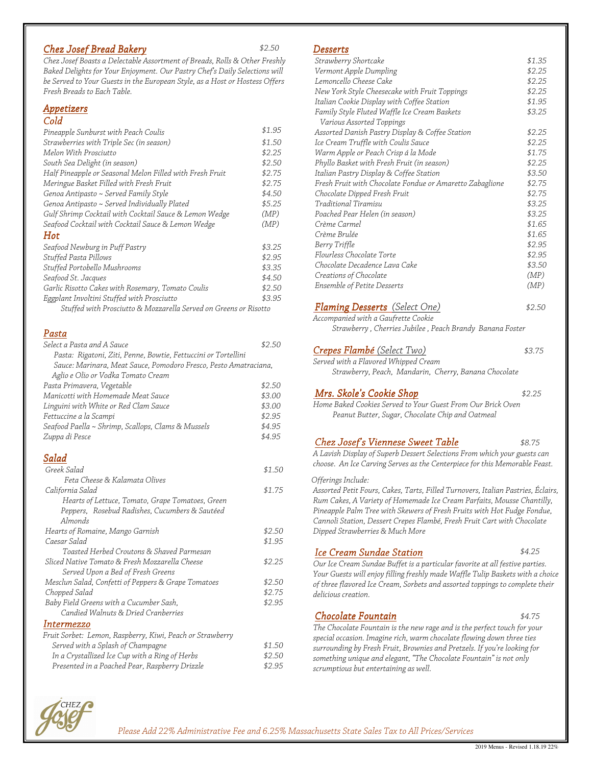## Chez Josef Bread Bakery — $2.50

*Chez Josef Boasts a Delectable Assortment of Breads, Rolls & Other Freshly Baked Delights for Your Enjoyment. Our Pastry Chef's Daily Selections will be Served to Your Guests in the European Style, as a Host or Hostess Offers Fresh Breads to Each Table.*

## Appetizers

### Cold

| Item | Price |
|---|---|
| Pineapple Sunburst with Peach Coulis | $1.95 |
| Strawberries with Triple Sec (in season) | $1.50 |
| Melon With Prosciutto | $2.25 |
| South Sea Delight (in season) | $2.50 |
| Half Pineapple or Seasonal Melon Filled with Fresh Fruit | $2.75 |
| Meringue Basket Filled with Fresh Fruit | $2.75 |
| Genoa Antipasto ~ Served Family Style | $4.50 |
| Genoa Antipasto ~ Served Individually Plated | $5.25 |
| Gulf Shrimp Cocktail with Cocktail Sauce & Lemon Wedge | (MP) |
| Seafood Cocktail with Cocktail Sauce & Lemon Wedge | (MP) |

### Hot

| Item | Price |
|---|---|
| Seafood Newburg in Puff Pastry | $3.25 |
| Stuffed Pasta Pillows | $2.95 |
| Stuffed Portobello Mushrooms | $3.35 |
| Seafood St. Jacques | $4.50 |
| Garlic Risotto Cakes with Rosemary, Tomato Coulis | $2.50 |
| Eggplant Involtini Stuffed with Prosciutto | $3.95 |

*Stuffed with Prosciutto & Mozzarella Served on Greens or Risotto*

## Pasta

| Item | Price |
|---|---|
| Select a Pasta and A Sauce | $2.50 |

*Pasta: Rigatoni, Ziti, Penne, Bowtie, Fettuccini or Tortellini*
*Sauce: Marinara, Meat Sauce, Pomodoro Fresco, Pesto Amatraciana, Aglio e Olio or Vodka Tomato Cream*

| Item | Price |
|---|---|
| Pasta Primavera, Vegetable | $2.50 |
| Manicotti with Homemade Meat Sauce | $3.00 |
| Linguini with White or Red Clam Sauce | $3.00 |
| Fettuccine a la Scampi | $2.95 |
| Seafood Paella ~ Shrimp, Scallops, Clams & Mussels | $4.95 |
| Zuppa di Pesce | $4.95 |

## Salad

| Item | Price |
|---|---|
| Greek Salad — Feta Cheese & Kalamata Olives | $1.50 |
| California Salad — Hearts of Lettuce, Tomato, Grape Tomatoes, Green Peppers, Rosebud Radishes, Cucumbers & Sautéed Almonds | $1.75 |
| Hearts of Romaine, Mango Garnish | $2.50 |
| Caesar Salad — Toasted Herbed Croutons & Shaved Parmesan | $1.95 |
| Sliced Native Tomato & Fresh Mozzarella Cheese — Served Upon a Bed of Fresh Greens | $2.25 |
| Mesclun Salad, Confetti of Peppers & Grape Tomatoes | $2.50 |
| Chopped Salad | $2.75 |
| Baby Field Greens with a Cucumber Sash, Candied Walnuts & Dried Cranberries | $2.95 |

## Intermezzo

*Fruit Sorbet: Lemon, Raspberry, Kiwi, Peach or Strawberry*

| Item | Price |
|---|---|
| Served with a Splash of Champagne | $1.50 |
| In a Crystallized Ice Cup with a Ring of Herbs | $2.50 |
| Presented in a Poached Pear, Raspberry Drizzle | $2.95 |

## Desserts

| Item | Price |
|---|---|
| Strawberry Shortcake | $1.35 |
| Vermont Apple Dumpling | $2.25 |
| Lemoncello Cheese Cake | $2.25 |
| New York Style Cheesecake with Fruit Toppings | $2.25 |
| Italian Cookie Display with Coffee Station | $1.95 |
| Family Style Fluted Waffle Ice Cream Baskets — Various Assorted Toppings | $3.25 |
| Assorted Danish Pastry Display & Coffee Station | $2.25 |
| Ice Cream Truffle with Coulis Sauce | $2.25 |
| Warm Apple or Peach Crisp á la Mode | $1.75 |
| Phyllo Basket with Fresh Fruit (in season) | $2.25 |
| Italian Pastry Display & Coffee Station | $3.50 |
| Fresh Fruit with Chocolate Fondue or Amaretto Zabaglione | $2.75 |
| Chocolate Dipped Fresh Fruit | $2.75 |
| Traditional Tiramisu | $3.25 |
| Poached Pear Helen (in season) | $3.25 |
| Crème Carmel | $1.65 |
| Crème Brulée | $1.65 |
| Berry Triffle | $2.95 |
| Flourless Chocolate Torte | $2.95 |
| Chocolate Decadence Lava Cake | $3.50 |
| Creations of Chocolate | (MP) |
| Ensemble of Petite Desserts | (MP) |

## Flaming Desserts (Select One) — $2.50

*Accompanied with a Gaufrette Cookie*
*Strawberry , Cherries Jubilee , Peach Brandy Banana Foster*

## Crepes Flambé (Select Two) — $3.75

*Served with a Flavored Whipped Cream*
*Strawberry, Peach, Mandarin, Cherry, Banana Chocolate*

## Mrs. Skole's Cookie Shop — $2.25

*Home Baked Cookies Served to Your Guest From Our Brick Oven*
*Peanut Butter, Sugar, Chocolate Chip and Oatmeal*

## Chez Josef's Viennese Sweet Table — $8.75

*A Lavish Display of Superb Dessert Selections From which your guests can choose. An Ice Carving Serves as the Centerpiece for this Memorable Feast.*

*Offerings Include:*
*Assorted Petit Fours, Cakes, Tarts, Filled Turnovers, Italian Pastries, Éclairs, Rum Cakes, A Variety of Homemade Ice Cream Parfaits, Mousse Chantilly, Pineapple Palm Tree with Skewers of Fresh Fruits with Hot Fudge Fondue, Cannoli Station, Dessert Crepes Flambé, Fresh Fruit Cart with Chocolate Dipped Strawberries & Much More*

## Ice Cream Sundae Station — $4.25

*Our Ice Cream Sundae Buffet is a particular favorite at all festive parties. Your Guests will enjoy filling freshly made Waffle Tulip Baskets with a choice of three flavored Ice Cream, Sorbets and assorted toppings to complete their delicious creation.*

## Chocolate Fountain — $4.75

*The Chocolate Fountain is the new rage and is the perfect touch for your special occasion. Imagine rich, warm chocolate flowing down three ties surrounding by Fresh Fruit, Brownies and Pretzels. If you're looking for something unique and elegant, "The Chocolate Fountain" is not only scrumptious but entertaining as well.*

*Please Add 22% Administrative Fee and 6.25% Massachusetts State Sales Tax to All Prices/Services*

2019 Menus - Revised 1.18.19 22%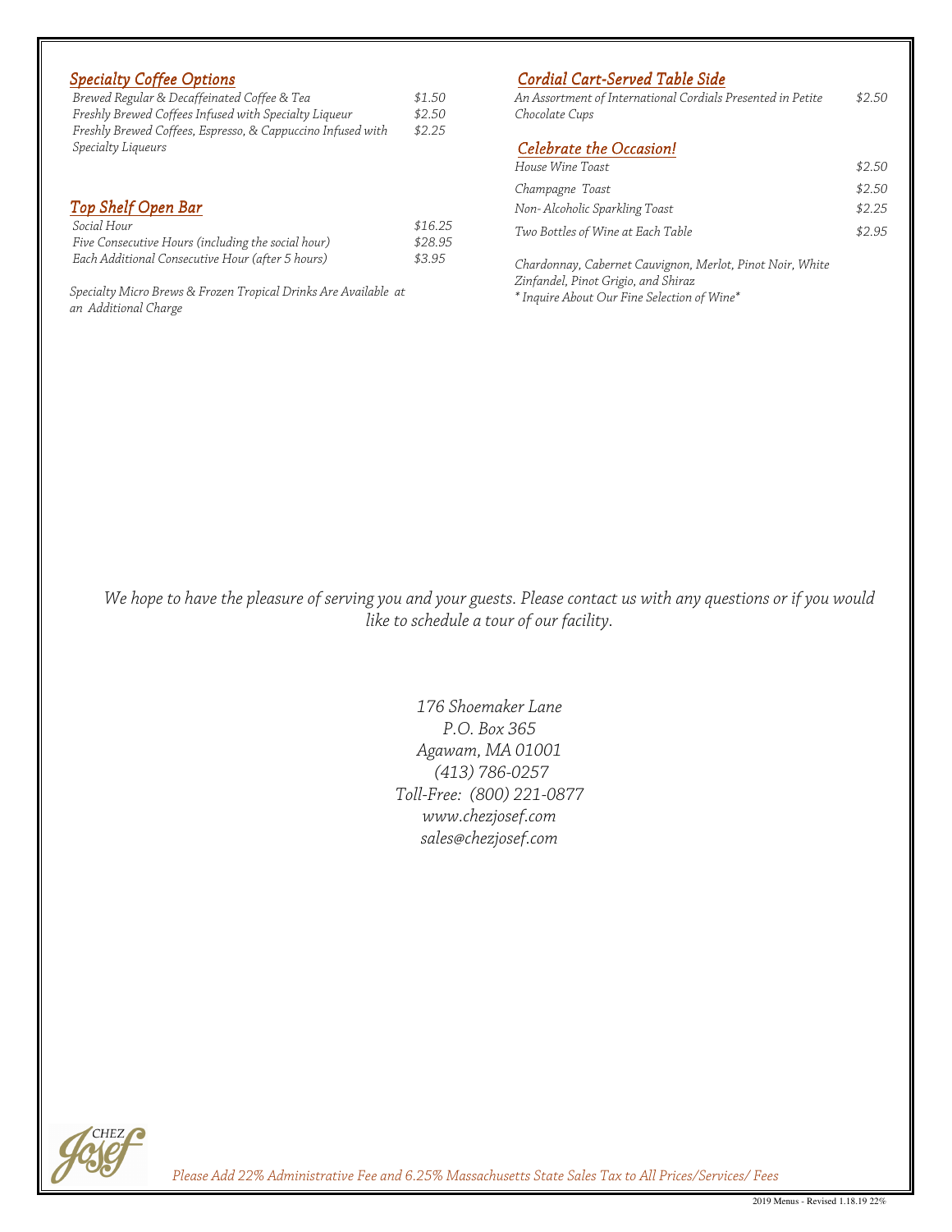## Specialty Coffee Options

| | |
|---|---|
| Brewed Regular & Decaffeinated Coffee & Tea | $1.50 |
| Freshly Brewed Coffees Infused with Specialty Liqueur | $2.50 |
| Freshly Brewed Coffees, Espresso, & Cappuccino Infused with Specialty Liqueurs | $2.25 |

## Top Shelf Open Bar

| | |
|---|---|
| Social Hour | $16.25 |
| Five Consecutive Hours (including the social hour) | $28.95 |
| Each Additional Consecutive Hour (after 5 hours) | $3.95 |

*Specialty Micro Brews & Frozen Tropical Drinks Are Available at an Additional Charge*

## Cordial Cart-Served Table Side

| | |
|---|---|
| An Assortment of International Cordials Presented in Petite Chocolate Cups | $2.50 |

## Celebrate the Occasion!

| | |
|---|---|
| House Wine Toast | $2.50 |
| Champagne Toast | $2.50 |
| Non-Alcoholic Sparkling Toast | $2.25 |
| Two Bottles of Wine at Each Table | $2.95 |

*Chardonnay, Cabernet Cauvignon, Merlot, Pinot Noir, White Zinfandel, Pinot Grigio, and Shiraz*
*\* Inquire About Our Fine Selection of Wine\**

*We hope to have the pleasure of serving you and your guests. Please contact us with any questions or if you would like to schedule a tour of our facility.*

*176 Shoemaker Lane*
*P.O. Box 365*
*Agawam, MA 01001*
*(413) 786-0257*
*Toll-Free: (800) 221-0877*
*www.chezjosef.com*
*sales@chezjosef.com*

CHEZ Josef

*Please Add 22% Administrative Fee and 6.25% Massachusetts State Sales Tax to All Prices/Services/ Fees*

2019 Menus - Revised 1.18.19 22%